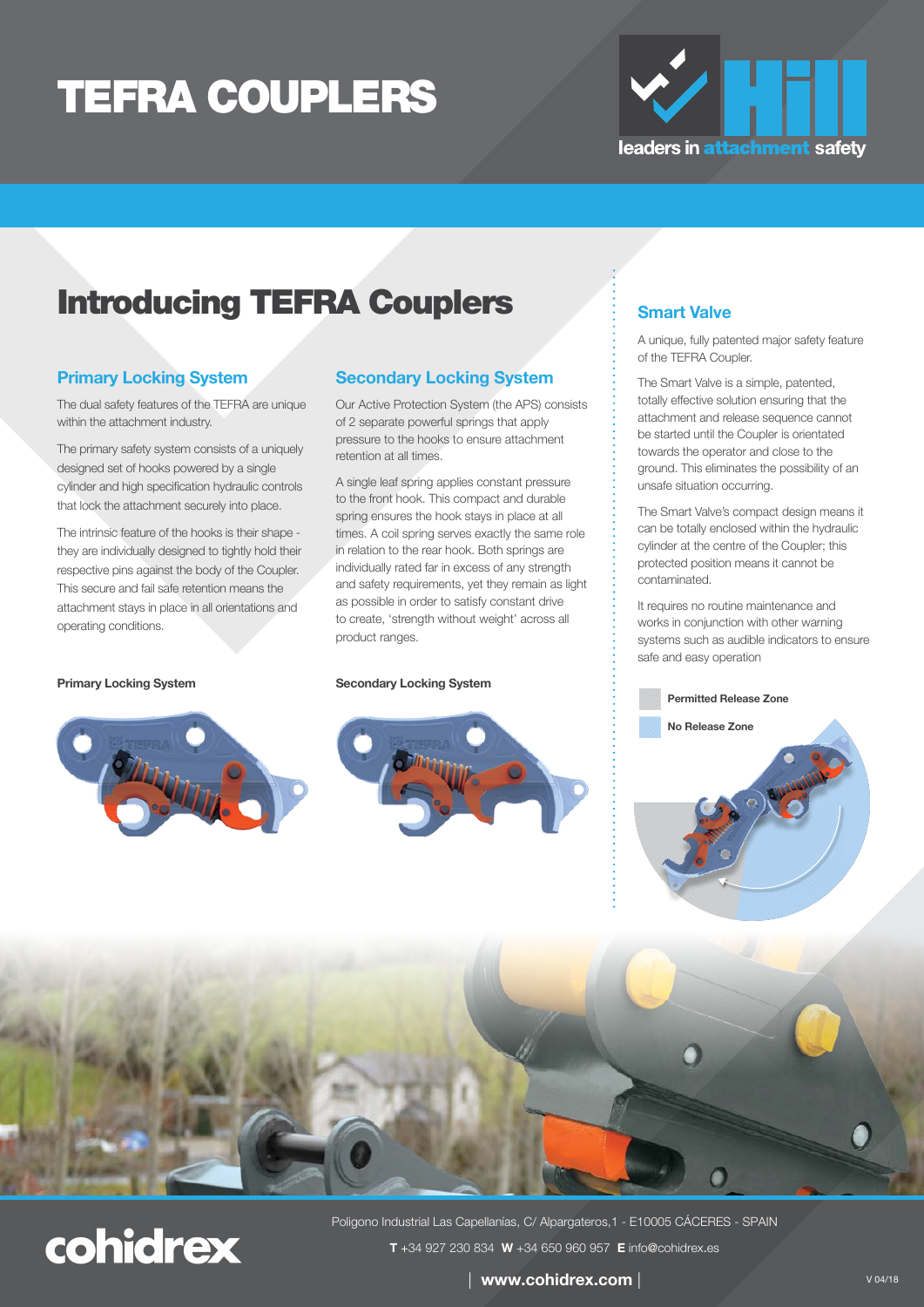# TEFRA COUPLERS

leaders in attachment safety

## Introducing TEFRA Couplers

### Primary Locking System

The dual safety features of the TEFRA are unique within the attachment industry.

The primary safety system consists of a uniquely designed set of hooks powered by a single cylinder and high specification hydraulic controls that lock the attachment securely into place.

The intrinsic feature of the hooks is their shape - they are individually designed to tightly hold their respective pins against the body of the Coupler. This secure and fail safe retention means the attachment stays in place in all orientations and operating conditions.

**Primary Locking System**

### Secondary Locking System

Our Active Protection System (the APS) consists of 2 separate powerful springs that apply pressure to the hooks to ensure attachment retention at all times.

A single leaf spring applies constant pressure to the front hook. This compact and durable spring ensures the hook stays in place at all times. A coil spring serves exactly the same role in relation to the rear hook. Both springs are individually rated far in excess of any strength and safety requirements, yet they remain as light as possible in order to satisfy constant drive to create, 'strength without weight' across all product ranges.

**Secondary Locking System**

### Smart Valve

A unique, fully patented major safety feature of the TEFRA Coupler.

The Smart Valve is a simple, patented, totally effective solution ensuring that the attachment and release sequence cannot be started until the Coupler is orientated towards the operator and close to the ground. This eliminates the possibility of an unsafe situation occurring.

The Smart Valve's compact design means it can be totally enclosed within the hydraulic cylinder at the centre of the Coupler; this protected position means it cannot be contaminated.

It requires no routine maintenance and works in conjunction with other warning systems such as audible indicators to ensure safe and easy operation

**Permitted Release Zone**

**No Release Zone**

cohidrex

Poligono Industrial Las Capellanías, C/ Alpargateros,1 - E10005 CÁCERES - SPAIN

**T** +34 927 230 834 **W** +34 650 960 957 **E** info@cohidrex.es

**www.cohidrex.com**

V 04/18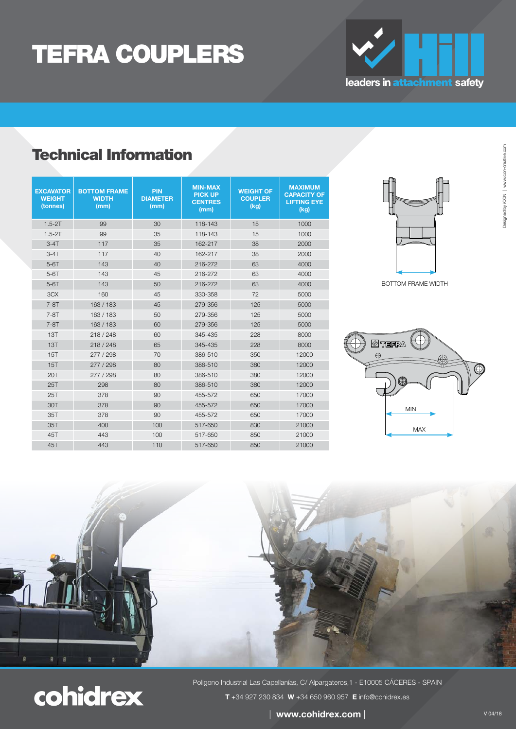# TEFRA COUPLERS

leaders in attachment safety

## Technical Information

| EXCAVATOR WEIGHT (tonnes) | BOTTOM FRAME WIDTH (mm) | PIN DIAMETER (mm) | MIN-MAX PICK UP CENTRES (mm) | WEIGHT OF COUPLER (kg) | MAXIMUM CAPACITY OF LIFTING EYE (kg) |
|---|---|---|---|---|---|
| 1.5-2T | 99 | 30 | 118-143 | 15 | 1000 |
| 1.5-2T | 99 | 35 | 118-143 | 15 | 1000 |
| 3-4T | 117 | 35 | 162-217 | 38 | 2000 |
| 3-4T | 117 | 40 | 162-217 | 38 | 2000 |
| 5-6T | 143 | 40 | 216-272 | 63 | 4000 |
| 5-6T | 143 | 45 | 216-272 | 63 | 4000 |
| 5-6T | 143 | 50 | 216-272 | 63 | 4000 |
| 3CX | 160 | 45 | 330-358 | 72 | 5000 |
| 7-8T | 163 / 183 | 45 | 279-356 | 125 | 5000 |
| 7-8T | 163 / 183 | 50 | 279-356 | 125 | 5000 |
| 7-8T | 163 / 183 | 60 | 279-356 | 125 | 5000 |
| 13T | 218 / 248 | 60 | 345-435 | 228 | 8000 |
| 13T | 218 / 248 | 65 | 345-435 | 228 | 8000 |
| 15T | 277 / 298 | 70 | 386-510 | 350 | 12000 |
| 15T | 277 / 298 | 80 | 386-510 | 380 | 12000 |
| 20T | 277 / 298 | 80 | 386-510 | 380 | 12000 |
| 25T | 298 | 80 | 386-510 | 380 | 12000 |
| 25T | 378 | 90 | 455-572 | 650 | 17000 |
| 30T | 378 | 90 | 455-572 | 650 | 17000 |
| 35T | 378 | 90 | 455-572 | 650 | 17000 |
| 35T | 400 | 100 | 517-650 | 830 | 21000 |
| 45T | 443 | 100 | 517-650 | 850 | 21000 |
| 45T | 443 | 110 | 517-650 | 850 | 21000 |

BOTTOM FRAME WIDTH

MIN

MAX

Designed by ICON | www.icon-creative.com

cohidrex

Poligono Industrial Las Capellanías, C/ Alpargateros,1 - E10005 CÁCERES - SPAIN

**T** +34 927 230 834 **W** +34 650 960 957 **E** info@cohidrex.es

**www.cohidrex.com**

V 04/18